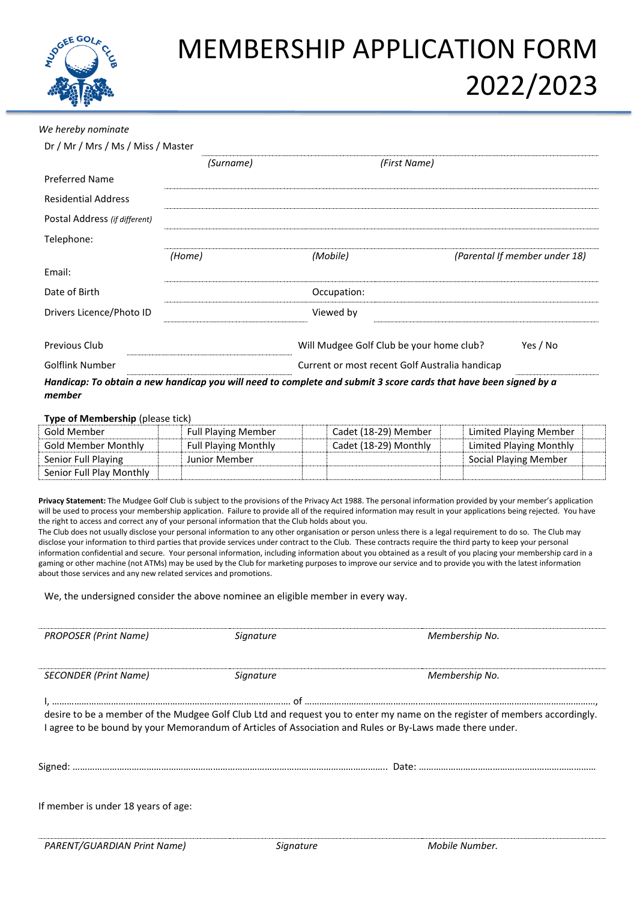# MEMBERSHIP APPLICATION FORM 2022/2023

*We hereby nominate*

Dr / Mr / Mrs / Ms / Miss / Master ..............................................................................

*(Surname)* *(First Name)*

Preferred Name ..............................................................................

Residential Address ..............................................................................

Postal Address *(if different)* ..............................................................................

Telephone: ..............................................................................

*(Home)* *(Mobile)* *(Parental If member under 18)*

Email: ..............................................................................

Date of Birth .............................. Occupation: ..............................

Drivers Licence/Photo ID .............................. Viewed by ..............................

Previous Club .............................. Will Mudgee Golf Club be your home club? Yes / No

Golflink Number .............................. Current or most recent Golf Australia handicap ..............................

***Handicap: To obtain a new handicap you will need to complete and submit 3 score cards that have been signed by a member***

**Type of Membership** (please tick)

| | | | | | | | |
|---|---|---|---|---|---|---|---|
| Gold Member | | Full Playing Member | | Cadet (18-29) Member | | Limited Playing Member | |
| Gold Member Monthly | | Full Playing Monthly | | Cadet (18-29) Monthly | | Limited Playing Monthly | |
| Senior Full Playing | | Junior Member | | | | Social Playing Member | |
| Senior Full Play Monthly | | | | | | | |

**Privacy Statement:** The Mudgee Golf Club is subject to the provisions of the Privacy Act 1988. The personal information provided by your member's application will be used to process your membership application. Failure to provide all of the required information may result in your applications being rejected. You have the right to access and correct any of your personal information that the Club holds about you.

The Club does not usually disclose your personal information to any other organisation or person unless there is a legal requirement to do so. The Club may disclose your information to third parties that provide services under contract to the Club. These contracts require the third party to keep your personal information confidential and secure. Your personal information, including information about you obtained as a result of you placing your membership card in a gaming or other machine (not ATMs) may be used by the Club for marketing purposes to improve our service and to provide you with the latest information about those services and any new related services and promotions.

We, the undersigned consider the above nominee an eligible member in every way.

..............................................................................

*PROPOSER (Print Name)* *Signature* *Membership No.*

..............................................................................

*SECONDER (Print Name)* *Signature* *Membership No.*

I, ………………………………………………………………………… of ………………………………………………………………………………………,
desire to be a member of the Mudgee Golf Club Ltd and request you to enter my name on the register of members accordingly. I agree to be bound by your Memorandum of Articles of Association and Rules or By-Laws made there under.

Signed: …………………………………………………………………………… Date: ……………………………………………

If member is under 18 years of age:

..............................................................................

*PARENT/GUARDIAN Print Name)* *Signature* *Mobile Number.*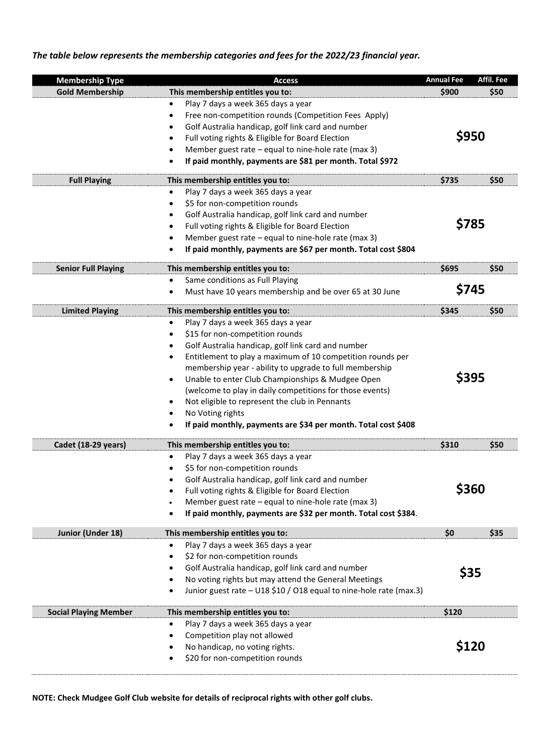***The table below represents the membership categories and fees for the 2022/23 financial year.***

| Membership Type | Access | Annual Fee | Affil. Fee |
|---|---|---|---|
| **Gold Membership** | **This membership entitles you to:** | **\$900** | **\$50** |
| | • Play 7 days a week 365 days a year<br>• Free non-competition rounds (Competition Fees Apply)<br>• Golf Australia handicap, golf link card and number<br>• Full voting rights & Eligible for Board Election<br>• Member guest rate – equal to nine-hole rate (max 3)<br>• **If paid monthly, payments are \$81 per month. Total \$972** | **\$950** | |
| **Full Playing** | **This membership entitles you to:** | **\$735** | **\$50** |
| | • Play 7 days a week 365 days a year<br>• \$5 for non-competition rounds<br>• Golf Australia handicap, golf link card and number<br>• Full voting rights & Eligible for Board Election<br>• Member guest rate – equal to nine-hole rate (max 3)<br>• **If paid monthly, payments are \$67 per month. Total cost \$804** | **\$785** | |
| **Senior Full Playing** | **This membership entitles you to:** | **\$695** | **\$50** |
| | • Same conditions as Full Playing<br>• Must have 10 years membership and be over 65 at 30 June | **\$745** | |
| **Limited Playing** | **This membership entitles you to:** | **\$345** | **\$50** |
| | • Play 7 days a week 365 days a year<br>• \$15 for non-competition rounds<br>• Golf Australia handicap, golf link card and number<br>• Entitlement to play a maximum of 10 competition rounds per membership year - ability to upgrade to full membership<br>• Unable to enter Club Championships & Mudgee Open (welcome to play in daily competitions for those events)<br>• Not eligible to represent the club in Pennants<br>• No Voting rights<br>• **If paid monthly, payments are \$34 per month. Total cost \$408** | **\$395** | |
| **Cadet (18-29 years)** | **This membership entitles you to:** | **\$310** | **\$50** |
| | • Play 7 days a week 365 days a year<br>• \$5 for non-competition rounds<br>• Golf Australia handicap, golf link card and number<br>• Full voting rights & Eligible for Board Election<br>• Member guest rate – equal to nine-hole rate (max 3)<br>• **If paid monthly, payments are \$32 per month. Total cost \$384**. | **\$360** | |
| **Junior (Under 18)** | **This membership entitles you to:** | **\$0** | **\$35** |
| | • Play 7 days a week 365 days a year<br>• \$2 for non-competition rounds<br>• Golf Australia handicap, golf link card and number<br>• No voting rights but may attend the General Meetings<br>• Junior guest rate – U18 \$10 / O18 equal to nine-hole rate (max.3) | **\$35** | |
| **Social Playing Member** | **This membership entitles you to:** | **\$120** | |
| | • Play 7 days a week 365 days a year<br>• Competition play not allowed<br>• No handicap, no voting rights.<br>• \$20 for non-competition rounds | **\$120** | |

**NOTE: Check Mudgee Golf Club website for details of reciprocal rights with other golf clubs.**